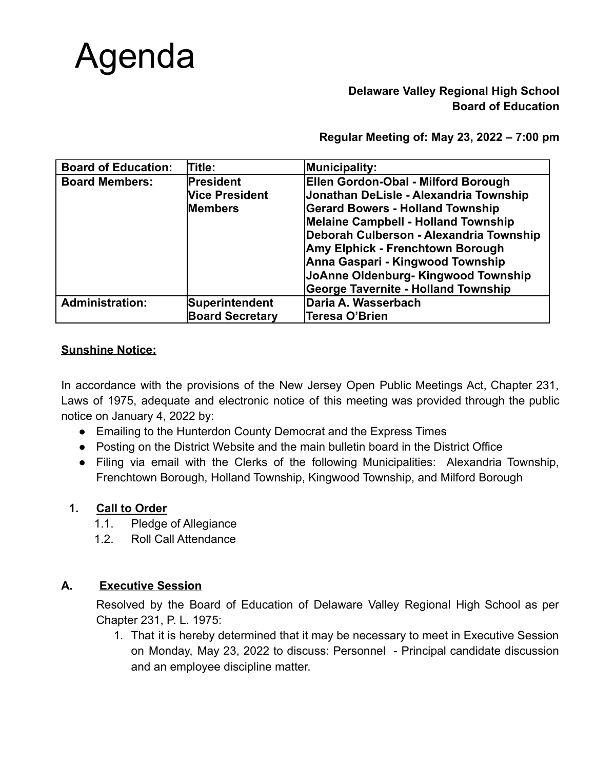# Agenda

**Delaware Valley Regional High School**
**Board of Education**

**Regular Meeting of: May 23, 2022 – 7:00 pm**

| Board of Education: | Title: | Municipality: |
|---|---|---|
| **Board Members:** | **President**<br>**Vice President**<br>**Members** | **Ellen Gordon-Obal - Milford Borough**<br>**Jonathan DeLisle - Alexandria Township**<br>**Gerard Bowers - Holland Township**<br>**Melaine Campbell - Holland Township**<br>**Deborah Culberson - Alexandria Township**<br>**Amy Elphick - Frenchtown Borough**<br>**Anna Gaspari - Kingwood Township**<br>**JoAnne Oldenburg- Kingwood Township**<br>**George Tavernite - Holland Township** |
| **Administration:** | **Superintendent**<br>**Board Secretary** | **Daria A. Wasserbach**<br>**Teresa O'Brien** |

**Sunshine Notice:**

In accordance with the provisions of the New Jersey Open Public Meetings Act, Chapter 231, Laws of 1975, adequate and electronic notice of this meeting was provided through the public notice on January 4, 2022 by:

- Emailing to the Hunterdon County Democrat and the Express Times
- Posting on the District Website and the main bulletin board in the District Office
- Filing via email with the Clerks of the following Municipalities: Alexandria Township, Frenchtown Borough, Holland Township, Kingwood Township, and Milford Borough

1. **Call to Order**
   - 1.1. Pledge of Allegiance
   - 1.2. Roll Call Attendance

**A. Executive Session**

Resolved by the Board of Education of Delaware Valley Regional High School as per Chapter 231, P. L. 1975:

1. That it is hereby determined that it may be necessary to meet in Executive Session on Monday, May 23, 2022 to discuss: Personnel - Principal candidate discussion and an employee discipline matter.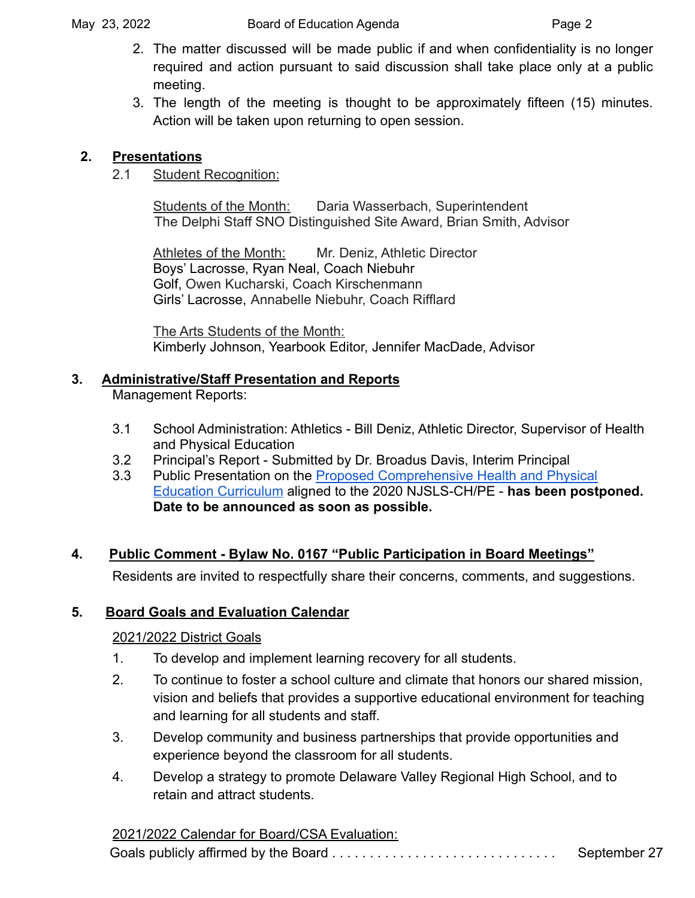2. The matter discussed will be made public if and when confidentiality is no longer required and action pursuant to said discussion shall take place only at a public meeting.
3. The length of the meeting is thought to be approximately fifteen (15) minutes. Action will be taken upon returning to open session.

## 2. Presentations

2.1 Student Recognition:

Students of the Month: Daria Wasserbach, Superintendent
The Delphi Staff SNO Distinguished Site Award, Brian Smith, Advisor

Athletes of the Month: Mr. Deniz, Athletic Director
Boys' Lacrosse, Ryan Neal, Coach Niebuhr
Golf, Owen Kucharski, Coach Kirschenmann
Girls' Lacrosse, Annabelle Niebuhr, Coach Rifflard

The Arts Students of the Month:
Kimberly Johnson, Yearbook Editor, Jennifer MacDade, Advisor

## 3. Administrative/Staff Presentation and Reports

Management Reports:

3.1 School Administration: Athletics - Bill Deniz, Athletic Director, Supervisor of Health and Physical Education
3.2 Principal's Report - Submitted by Dr. Broadus Davis, Interim Principal
3.3 Public Presentation on the Proposed Comprehensive Health and Physical Education Curriculum aligned to the 2020 NJSLS-CH/PE - **has been postponed. Date to be announced as soon as possible.**

## 4. Public Comment - Bylaw No. 0167 "Public Participation in Board Meetings"

Residents are invited to respectfully share their concerns, comments, and suggestions.

## 5. Board Goals and Evaluation Calendar

2021/2022 District Goals

1. To develop and implement learning recovery for all students.
2. To continue to foster a school culture and climate that honors our shared mission, vision and beliefs that provides a supportive educational environment for teaching and learning for all students and staff.
3. Develop community and business partnerships that provide opportunities and experience beyond the classroom for all students.
4. Develop a strategy to promote Delaware Valley Regional High School, and to retain and attract students.

2021/2022 Calendar for Board/CSA Evaluation:

Goals publicly affirmed by the Board . . . . . . . . . . . . . . . . . . . . . . . . . . . . . . September 27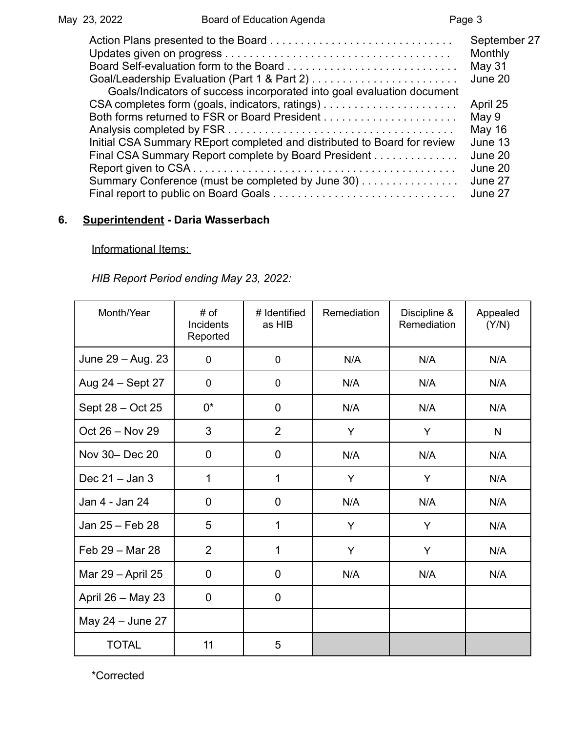Action Plans presented to the Board . . . . . . . . . . . . . . . . . . . . . . . . . . . . . . September 27
Updates given on progress . . . . . . . . . . . . . . . . . . . . . . . . . . . . . . . . . . . . . Monthly
Board Self-evaluation form to the Board . . . . . . . . . . . . . . . . . . . . . . . . . . . . May 31
Goal/Leadership Evaluation (Part 1 & Part 2) . . . . . . . . . . . . . . . . . . . . . . . . . June 20
Goals/Indicators of success incorporated into goal evaluation document
CSA completes form (goals, indicators, ratings) . . . . . . . . . . . . . . . . . . . . . . April 25
Both forms returned to FSR or Board President . . . . . . . . . . . . . . . . . . . . . . May 9
Analysis completed by FSR . . . . . . . . . . . . . . . . . . . . . . . . . . . . . . . . . . . . . May 16
Initial CSA Summary REport completed and distributed to Board for review June 13
Final CSA Summary Report complete by Board President . . . . . . . . . . . . . . June 20
Report given to CSA . . . . . . . . . . . . . . . . . . . . . . . . . . . . . . . . . . . . . . . . . . June 20
Summary Conference (must be completed by June 30) . . . . . . . . . . . . . . . . June 27
Final report to public on Board Goals . . . . . . . . . . . . . . . . . . . . . . . . . . . . . . June 27

**6. Superintendent - Daria Wasserbach**

Informational Items:

*HIB Report Period ending May 23, 2022:*

| Month/Year | # of Incidents Reported | # Identified as HIB | Remediation | Discipline & Remediation | Appealed (Y/N) |
|---|---|---|---|---|---|
| June 29 – Aug. 23 | 0 | 0 | N/A | N/A | N/A |
| Aug 24 – Sept 27 | 0 | 0 | N/A | N/A | N/A |
| Sept 28 – Oct 25 | 0* | 0 | N/A | N/A | N/A |
| Oct 26 – Nov 29 | 3 | 2 | Y | Y | N |
| Nov 30– Dec 20 | 0 | 0 | N/A | N/A | N/A |
| Dec 21 – Jan 3 | 1 | 1 | Y | Y | N/A |
| Jan 4 - Jan 24 | 0 | 0 | N/A | N/A | N/A |
| Jan 25 – Feb 28 | 5 | 1 | Y | Y | N/A |
| Feb 29 – Mar 28 | 2 | 1 | Y | Y | N/A |
| Mar 29 – April 25 | 0 | 0 | N/A | N/A | N/A |
| April 26 – May 23 | 0 | 0 | | | |
| May 24 – June 27 | | | | | |
| TOTAL | 11 | 5 | | | |

*Corrected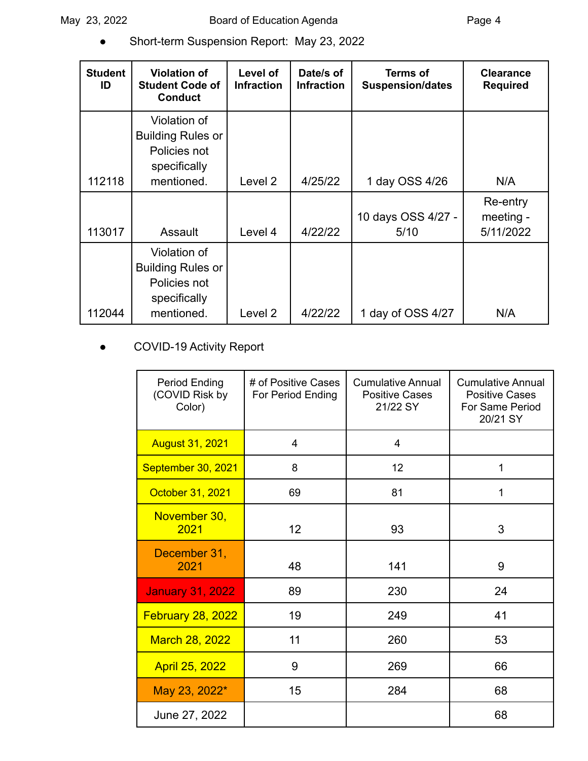- Short-term Suspension Report: May 23, 2022

| Student ID | Violation of Student Code of Conduct | Level of Infraction | Date/s of Infraction | Terms of Suspension/dates | Clearance Required |
|---|---|---|---|---|---|
| 112118 | Violation of Building Rules or Policies not specifically mentioned. | Level 2 | 4/25/22 | 1 day OSS 4/26 | N/A |
| 113017 | Assault | Level 4 | 4/22/22 | 10 days OSS 4/27 - 5/10 | Re-entry meeting - 5/11/2022 |
| 112044 | Violation of Building Rules or Policies not specifically mentioned. | Level 2 | 4/22/22 | 1 day of OSS 4/27 | N/A |

- COVID-19 Activity Report

| Period Ending (COVID Risk by Color) | # of Positive Cases For Period Ending | Cumulative Annual Positive Cases 21/22 SY | Cumulative Annual Positive Cases For Same Period 20/21 SY |
|---|---|---|---|
| August 31, 2021 | 4 | 4 | |
| September 30, 2021 | 8 | 12 | 1 |
| October 31, 2021 | 69 | 81 | 1 |
| November 30, 2021 | 12 | 93 | 3 |
| December 31, 2021 | 48 | 141 | 9 |
| January 31, 2022 | 89 | 230 | 24 |
| February 28, 2022 | 19 | 249 | 41 |
| March 28, 2022 | 11 | 260 | 53 |
| April 25, 2022 | 9 | 269 | 66 |
| May 23, 2022* | 15 | 284 | 68 |
| June 27, 2022 | | | 68 |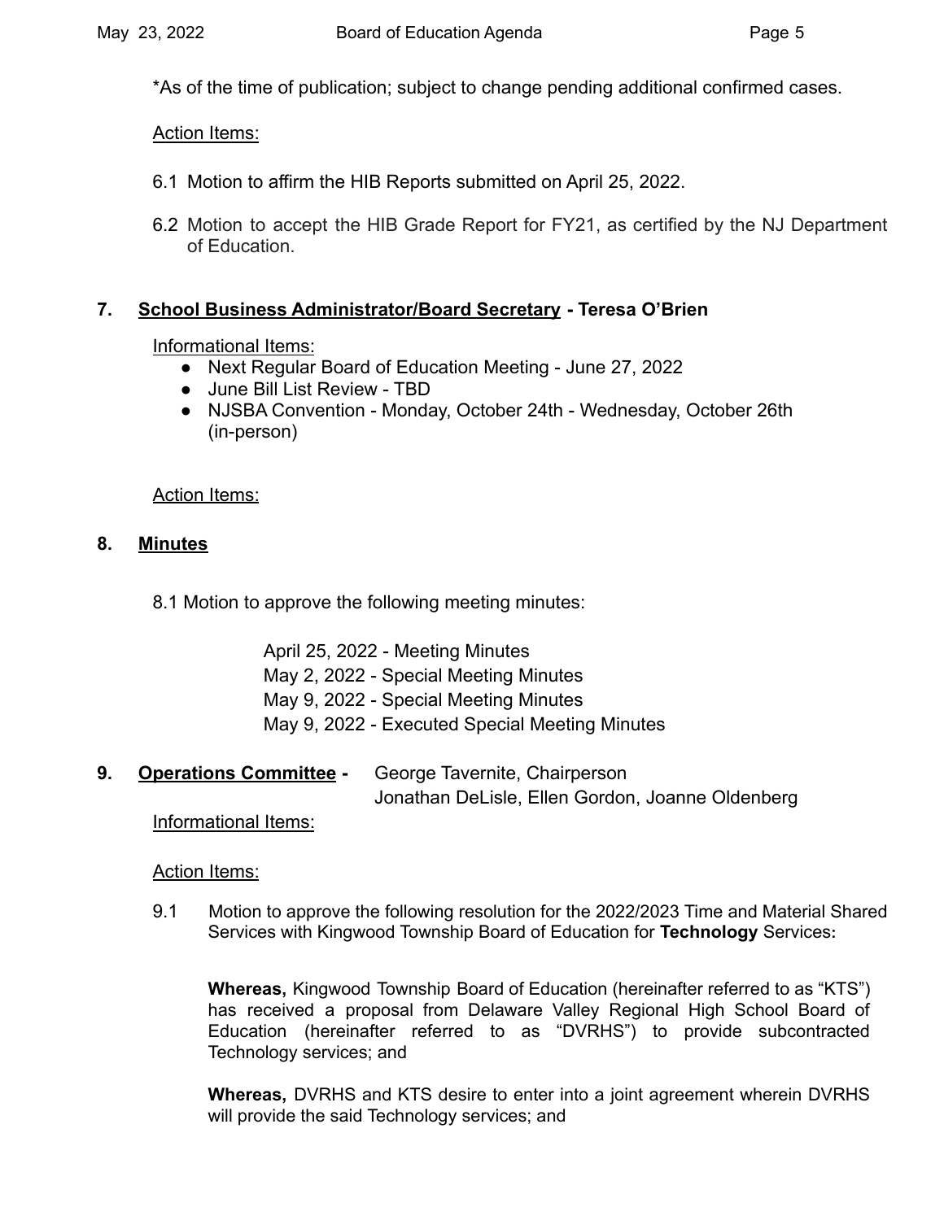*As of the time of publication; subject to change pending additional confirmed cases.

Action Items:

6.1 Motion to affirm the HIB Reports submitted on April 25, 2022.

6.2 Motion to accept the HIB Grade Report for FY21, as certified by the NJ Department of Education.

## 7. School Business Administrator/Board Secretary - Teresa O'Brien

Informational Items:

- Next Regular Board of Education Meeting - June 27, 2022
- June Bill List Review - TBD
- NJSBA Convention - Monday, October 24th - Wednesday, October 26th (in-person)

Action Items:

## 8. Minutes

8.1 Motion to approve the following meeting minutes:

April 25, 2022 - Meeting Minutes
May 2, 2022 - Special Meeting Minutes
May 9, 2022 - Special Meeting Minutes
May 9, 2022 - Executed Special Meeting Minutes

## 9. Operations Committee - George Tavernite, Chairperson

Jonathan DeLisle, Ellen Gordon, Joanne Oldenberg

Informational Items:

Action Items:

9.1 Motion to approve the following resolution for the 2022/2023 Time and Material Shared Services with Kingwood Township Board of Education for **Technology** Services**:**

**Whereas,** Kingwood Township Board of Education (hereinafter referred to as "KTS") has received a proposal from Delaware Valley Regional High School Board of Education (hereinafter referred to as "DVRHS") to provide subcontracted Technology services; and

**Whereas,** DVRHS and KTS desire to enter into a joint agreement wherein DVRHS will provide the said Technology services; and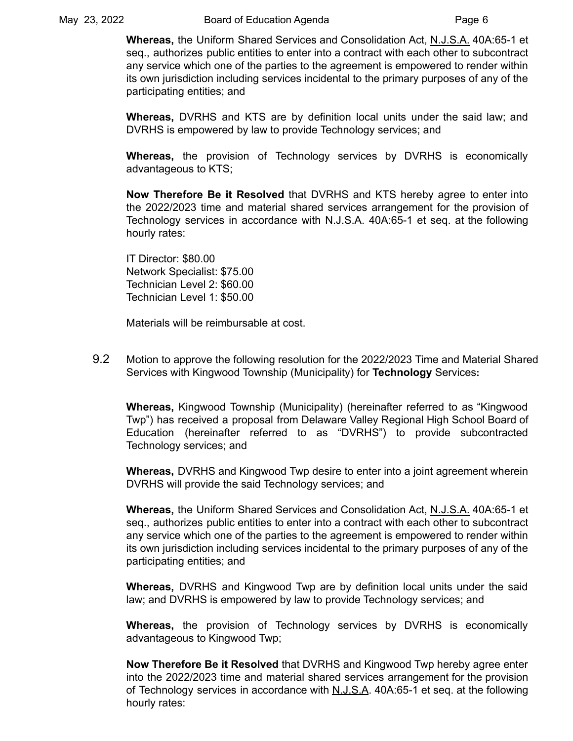**Whereas,** the Uniform Shared Services and Consolidation Act, N.J.S.A. 40A:65-1 et seq., authorizes public entities to enter into a contract with each other to subcontract any service which one of the parties to the agreement is empowered to render within its own jurisdiction including services incidental to the primary purposes of any of the participating entities; and

**Whereas,** DVRHS and KTS are by definition local units under the said law; and DVRHS is empowered by law to provide Technology services; and

**Whereas,** the provision of Technology services by DVRHS is economically advantageous to KTS;

**Now Therefore Be it Resolved** that DVRHS and KTS hereby agree to enter into the 2022/2023 time and material shared services arrangement for the provision of Technology services in accordance with N.J.S.A. 40A:65-1 et seq. at the following hourly rates:

IT Director: $80.00
Network Specialist: $75.00
Technician Level 2: $60.00
Technician Level 1: $50.00

Materials will be reimbursable at cost.

9.2 Motion to approve the following resolution for the 2022/2023 Time and Material Shared Services with Kingwood Township (Municipality) for **Technology** Services**:**

**Whereas,** Kingwood Township (Municipality) (hereinafter referred to as "Kingwood Twp") has received a proposal from Delaware Valley Regional High School Board of Education (hereinafter referred to as "DVRHS") to provide subcontracted Technology services; and

**Whereas,** DVRHS and Kingwood Twp desire to enter into a joint agreement wherein DVRHS will provide the said Technology services; and

**Whereas,** the Uniform Shared Services and Consolidation Act, N.J.S.A. 40A:65-1 et seq., authorizes public entities to enter into a contract with each other to subcontract any service which one of the parties to the agreement is empowered to render within its own jurisdiction including services incidental to the primary purposes of any of the participating entities; and

**Whereas,** DVRHS and Kingwood Twp are by definition local units under the said law; and DVRHS is empowered by law to provide Technology services; and

**Whereas,** the provision of Technology services by DVRHS is economically advantageous to Kingwood Twp;

**Now Therefore Be it Resolved** that DVRHS and Kingwood Twp hereby agree enter into the 2022/2023 time and material shared services arrangement for the provision of Technology services in accordance with N.J.S.A. 40A:65-1 et seq. at the following hourly rates: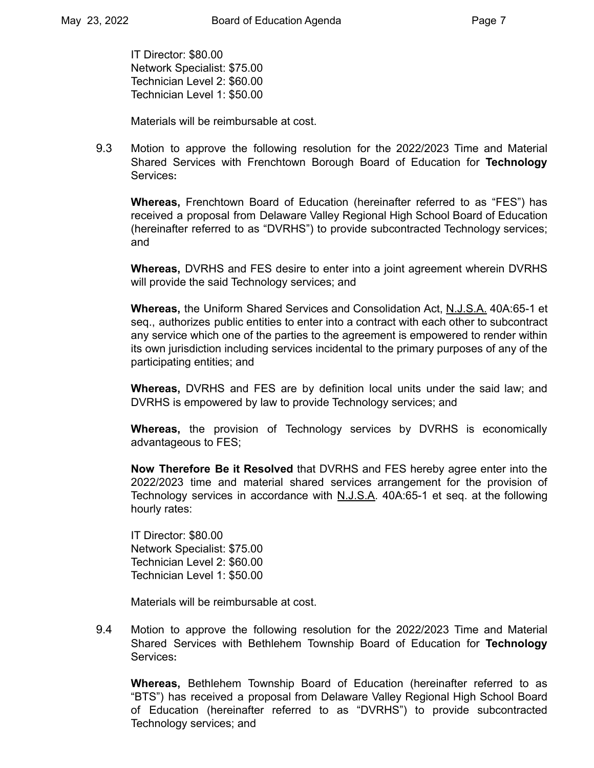IT Director: $80.00
Network Specialist: $75.00
Technician Level 2: $60.00
Technician Level 1: $50.00

Materials will be reimbursable at cost.

9.3 Motion to approve the following resolution for the 2022/2023 Time and Material Shared Services with Frenchtown Borough Board of Education for **Technology** Services**:**

**Whereas,** Frenchtown Board of Education (hereinafter referred to as "FES") has received a proposal from Delaware Valley Regional High School Board of Education (hereinafter referred to as "DVRHS") to provide subcontracted Technology services; and

**Whereas,** DVRHS and FES desire to enter into a joint agreement wherein DVRHS will provide the said Technology services; and

**Whereas,** the Uniform Shared Services and Consolidation Act, N.J.S.A. 40A:65-1 et seq., authorizes public entities to enter into a contract with each other to subcontract any service which one of the parties to the agreement is empowered to render within its own jurisdiction including services incidental to the primary purposes of any of the participating entities; and

**Whereas,** DVRHS and FES are by definition local units under the said law; and DVRHS is empowered by law to provide Technology services; and

**Whereas,** the provision of Technology services by DVRHS is economically advantageous to FES;

**Now Therefore Be it Resolved** that DVRHS and FES hereby agree enter into the 2022/2023 time and material shared services arrangement for the provision of Technology services in accordance with N.J.S.A. 40A:65-1 et seq. at the following hourly rates:

IT Director: $80.00
Network Specialist: $75.00
Technician Level 2: $60.00
Technician Level 1: $50.00

Materials will be reimbursable at cost.

9.4 Motion to approve the following resolution for the 2022/2023 Time and Material Shared Services with Bethlehem Township Board of Education for **Technology** Services**:**

**Whereas,** Bethlehem Township Board of Education (hereinafter referred to as "BTS") has received a proposal from Delaware Valley Regional High School Board of Education (hereinafter referred to as "DVRHS") to provide subcontracted Technology services; and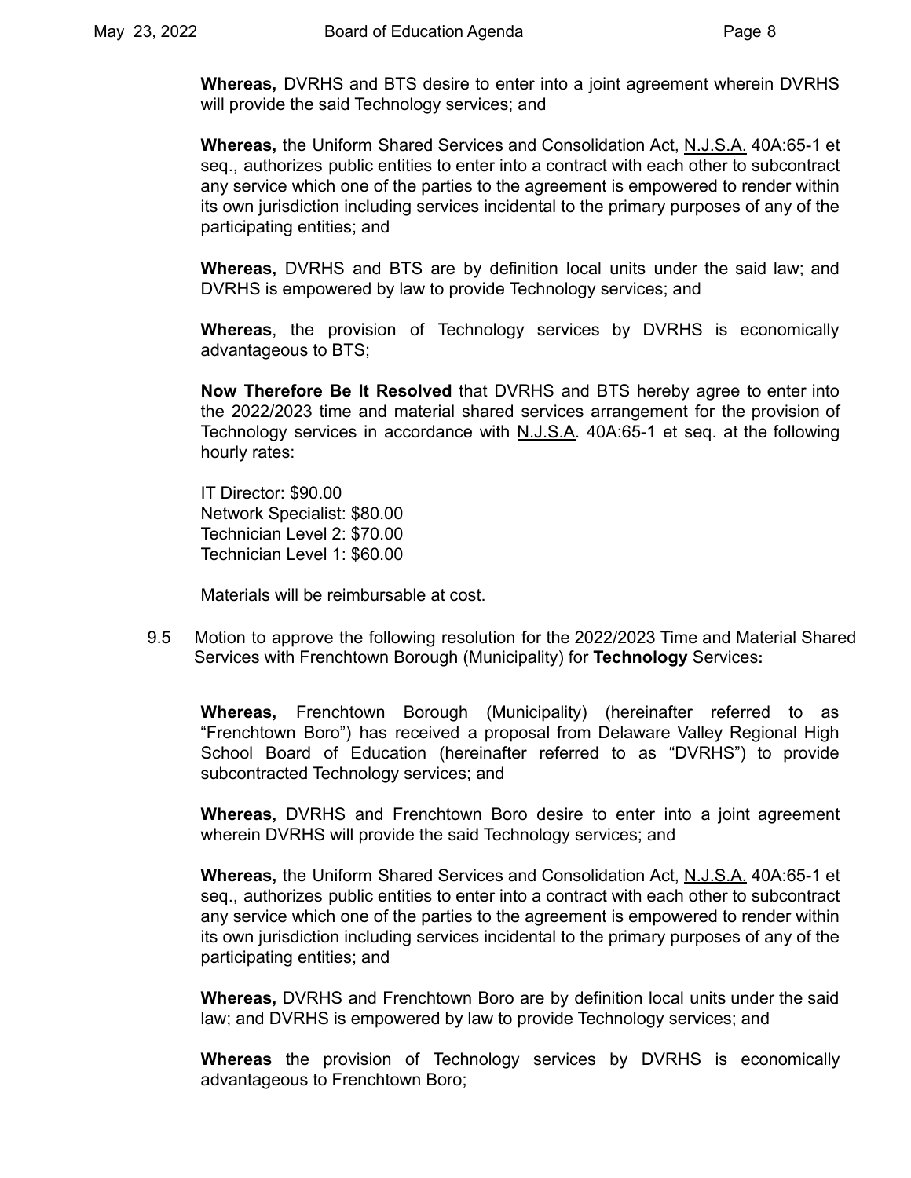**Whereas,** DVRHS and BTS desire to enter into a joint agreement wherein DVRHS will provide the said Technology services; and

**Whereas,** the Uniform Shared Services and Consolidation Act, N.J.S.A. 40A:65-1 et seq., authorizes public entities to enter into a contract with each other to subcontract any service which one of the parties to the agreement is empowered to render within its own jurisdiction including services incidental to the primary purposes of any of the participating entities; and

**Whereas,** DVRHS and BTS are by definition local units under the said law; and DVRHS is empowered by law to provide Technology services; and

**Whereas**, the provision of Technology services by DVRHS is economically advantageous to BTS;

**Now Therefore Be It Resolved** that DVRHS and BTS hereby agree to enter into the 2022/2023 time and material shared services arrangement for the provision of Technology services in accordance with N.J.S.A. 40A:65-1 et seq. at the following hourly rates:

IT Director: $90.00
Network Specialist: $80.00
Technician Level 2: $70.00
Technician Level 1: $60.00

Materials will be reimbursable at cost.

9.5 Motion to approve the following resolution for the 2022/2023 Time and Material Shared Services with Frenchtown Borough (Municipality) for **Technology** Services**:**

**Whereas,** Frenchtown Borough (Municipality) (hereinafter referred to as "Frenchtown Boro") has received a proposal from Delaware Valley Regional High School Board of Education (hereinafter referred to as "DVRHS") to provide subcontracted Technology services; and

**Whereas,** DVRHS and Frenchtown Boro desire to enter into a joint agreement wherein DVRHS will provide the said Technology services; and

**Whereas,** the Uniform Shared Services and Consolidation Act, N.J.S.A. 40A:65-1 et seq., authorizes public entities to enter into a contract with each other to subcontract any service which one of the parties to the agreement is empowered to render within its own jurisdiction including services incidental to the primary purposes of any of the participating entities; and

**Whereas,** DVRHS and Frenchtown Boro are by definition local units under the said law; and DVRHS is empowered by law to provide Technology services; and

**Whereas** the provision of Technology services by DVRHS is economically advantageous to Frenchtown Boro;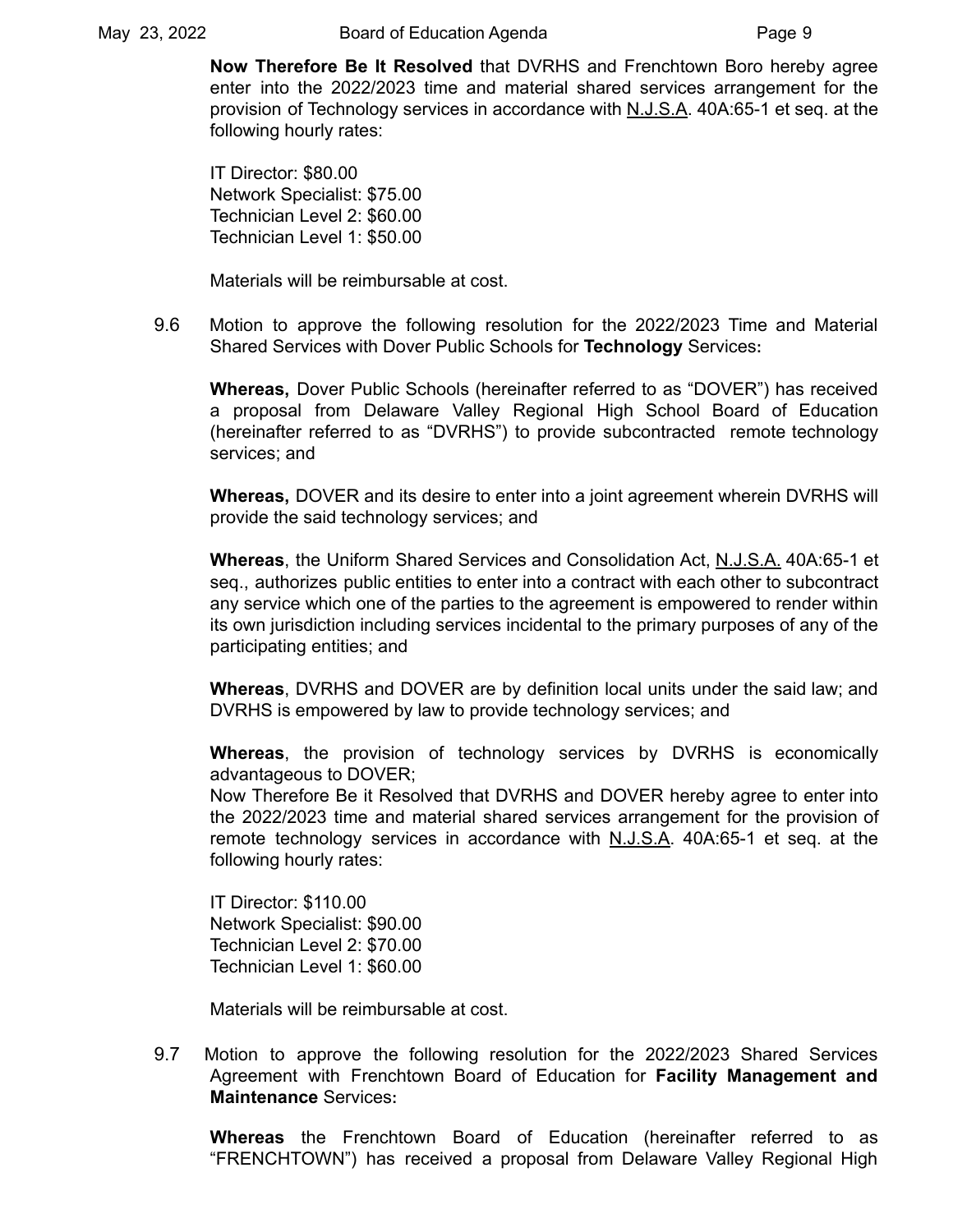**Now Therefore Be It Resolved** that DVRHS and Frenchtown Boro hereby agree enter into the 2022/2023 time and material shared services arrangement for the provision of Technology services in accordance with N.J.S.A. 40A:65-1 et seq. at the following hourly rates:

IT Director: $80.00
Network Specialist: $75.00
Technician Level 2: $60.00
Technician Level 1: $50.00

Materials will be reimbursable at cost.

9.6 Motion to approve the following resolution for the 2022/2023 Time and Material Shared Services with Dover Public Schools for **Technology** Services**:**

**Whereas,** Dover Public Schools (hereinafter referred to as "DOVER") has received a proposal from Delaware Valley Regional High School Board of Education (hereinafter referred to as "DVRHS") to provide subcontracted remote technology services; and

**Whereas,** DOVER and its desire to enter into a joint agreement wherein DVRHS will provide the said technology services; and

**Whereas**, the Uniform Shared Services and Consolidation Act, N.J.S.A. 40A:65-1 et seq., authorizes public entities to enter into a contract with each other to subcontract any service which one of the parties to the agreement is empowered to render within its own jurisdiction including services incidental to the primary purposes of any of the participating entities; and

**Whereas**, DVRHS and DOVER are by definition local units under the said law; and DVRHS is empowered by law to provide technology services; and

**Whereas**, the provision of technology services by DVRHS is economically advantageous to DOVER;
Now Therefore Be it Resolved that DVRHS and DOVER hereby agree to enter into the 2022/2023 time and material shared services arrangement for the provision of remote technology services in accordance with N.J.S.A. 40A:65-1 et seq. at the following hourly rates:

IT Director: $110.00
Network Specialist: $90.00
Technician Level 2: $70.00
Technician Level 1: $60.00

Materials will be reimbursable at cost.

9.7 Motion to approve the following resolution for the 2022/2023 Shared Services Agreement with Frenchtown Board of Education for **Facility Management and Maintenance** Services**:**

**Whereas** the Frenchtown Board of Education (hereinafter referred to as "FRENCHTOWN") has received a proposal from Delaware Valley Regional High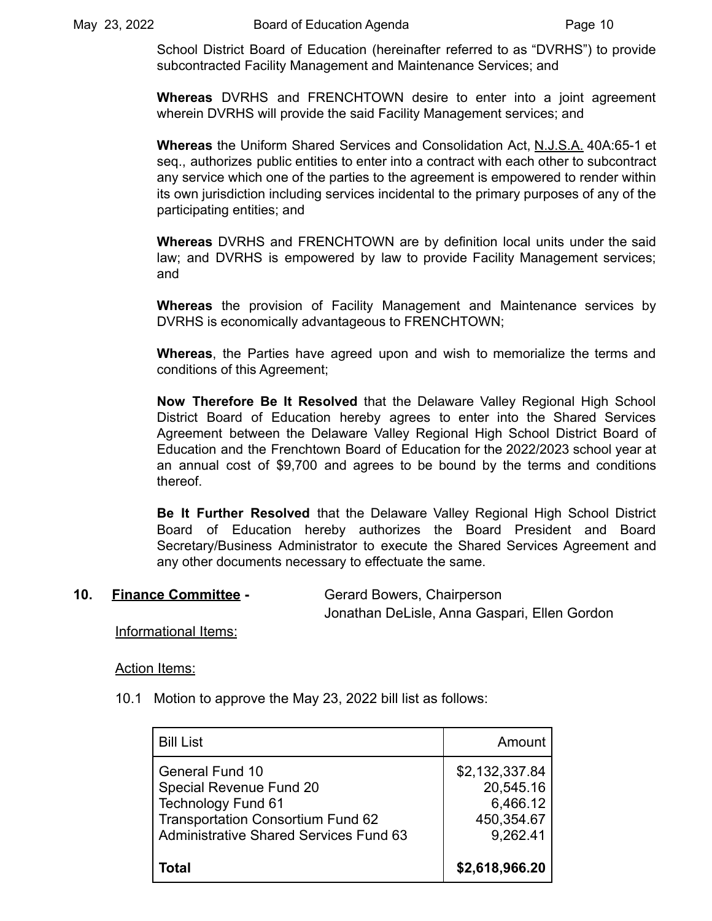School District Board of Education (hereinafter referred to as "DVRHS") to provide subcontracted Facility Management and Maintenance Services; and

**Whereas** DVRHS and FRENCHTOWN desire to enter into a joint agreement wherein DVRHS will provide the said Facility Management services; and

**Whereas** the Uniform Shared Services and Consolidation Act, N.J.S.A. 40A:65-1 et seq., authorizes public entities to enter into a contract with each other to subcontract any service which one of the parties to the agreement is empowered to render within its own jurisdiction including services incidental to the primary purposes of any of the participating entities; and

**Whereas** DVRHS and FRENCHTOWN are by definition local units under the said law; and DVRHS is empowered by law to provide Facility Management services; and

**Whereas** the provision of Facility Management and Maintenance services by DVRHS is economically advantageous to FRENCHTOWN;

**Whereas**, the Parties have agreed upon and wish to memorialize the terms and conditions of this Agreement;

**Now Therefore Be It Resolved** that the Delaware Valley Regional High School District Board of Education hereby agrees to enter into the Shared Services Agreement between the Delaware Valley Regional High School District Board of Education and the Frenchtown Board of Education for the 2022/2023 school year at an annual cost of $9,700 and agrees to be bound by the terms and conditions thereof.

**Be It Further Resolved** that the Delaware Valley Regional High School District Board of Education hereby authorizes the Board President and Board Secretary/Business Administrator to execute the Shared Services Agreement and any other documents necessary to effectuate the same.

## 10. Finance Committee - Gerard Bowers, Chairperson

Jonathan DeLisle, Anna Gaspari, Ellen Gordon

Informational Items:

Action Items:

10.1 Motion to approve the May 23, 2022 bill list as follows:

| Bill List | Amount |
|---|---:|
| General Fund 10 | $2,132,337.84 |
| Special Revenue Fund 20 | 20,545.16 |
| Technology Fund 61 | 6,466.12 |
| Transportation Consortium Fund 62 | 450,354.67 |
| Administrative Shared Services Fund 63 | 9,262.41 |
| **Total** | **$2,618,966.20** |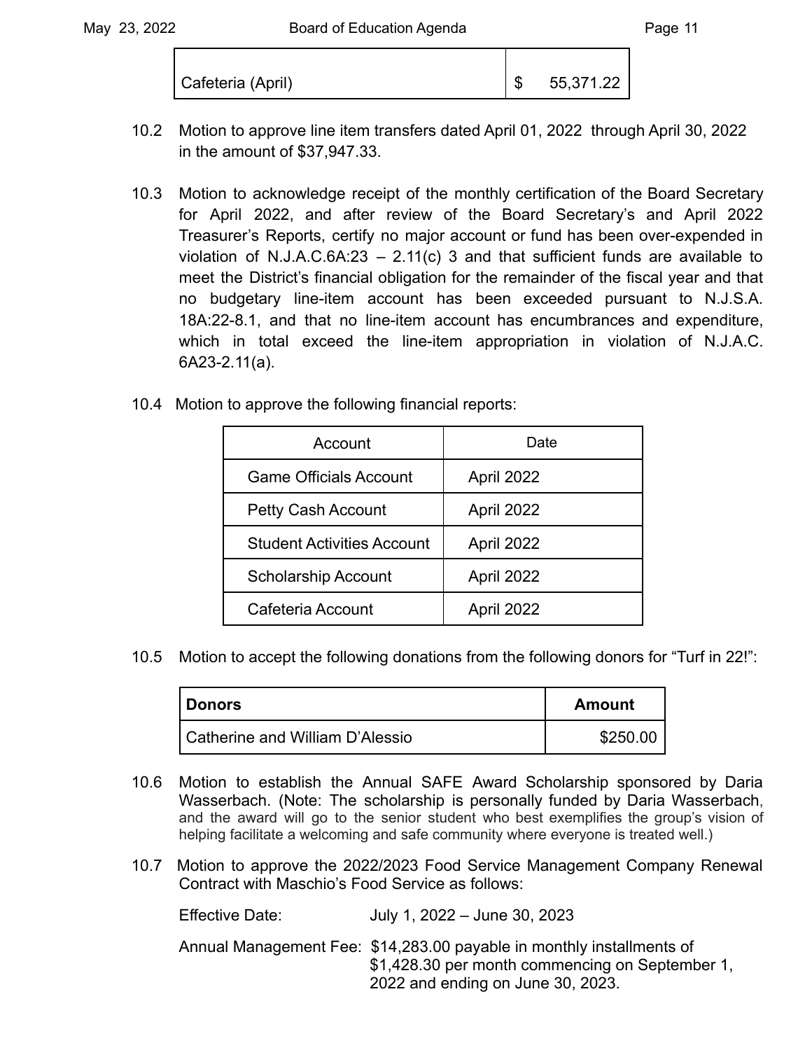| Cafeteria (April) | $ 55,371.22 |
|---|---|

10.2 Motion to approve line item transfers dated April 01, 2022 through April 30, 2022 in the amount of $37,947.33.

10.3 Motion to acknowledge receipt of the monthly certification of the Board Secretary for April 2022, and after review of the Board Secretary's and April 2022 Treasurer's Reports, certify no major account or fund has been over-expended in violation of N.J.A.C.6A:23 – 2.11(c) 3 and that sufficient funds are available to meet the District's financial obligation for the remainder of the fiscal year and that no budgetary line-item account has been exceeded pursuant to N.J.S.A. 18A:22-8.1, and that no line-item account has encumbrances and expenditure, which in total exceed the line-item appropriation in violation of N.J.A.C. 6A23-2.11(a).

10.4 Motion to approve the following financial reports:

| Account | Date |
|---|---|
| Game Officials Account | April 2022 |
| Petty Cash Account | April 2022 |
| Student Activities Account | April 2022 |
| Scholarship Account | April 2022 |
| Cafeteria Account | April 2022 |

10.5 Motion to accept the following donations from the following donors for "Turf in 22!":

| **Donors** | **Amount** |
|---|---|
| Catherine and William D'Alessio | $250.00 |

10.6 Motion to establish the Annual SAFE Award Scholarship sponsored by Daria Wasserbach. (Note: The scholarship is personally funded by Daria Wasserbach, and the award will go to the senior student who best exemplifies the group's vision of helping facilitate a welcoming and safe community where everyone is treated well.)

10.7 Motion to approve the 2022/2023 Food Service Management Company Renewal Contract with Maschio's Food Service as follows:

Effective Date: July 1, 2022 – June 30, 2023

Annual Management Fee: $14,283.00 payable in monthly installments of $1,428.30 per month commencing on September 1, 2022 and ending on June 30, 2023.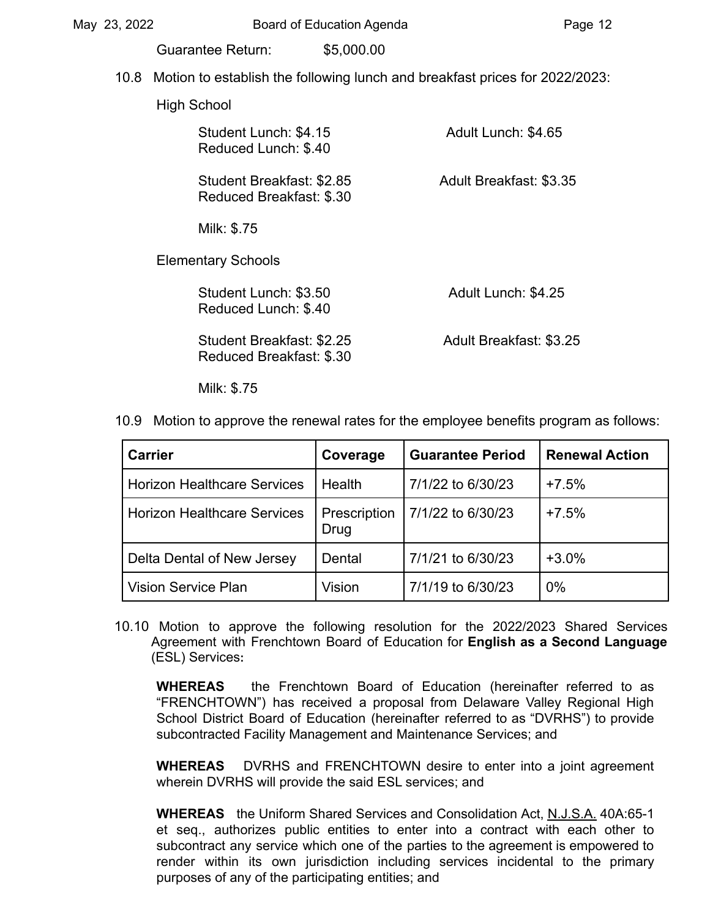Guarantee Return: $5,000.00

10.8 Motion to establish the following lunch and breakfast prices for 2022/2023:

High School

Student Lunch: $4.15 Adult Lunch: $4.65
Reduced Lunch: $.40

Student Breakfast: $2.85 Adult Breakfast: $3.35
Reduced Breakfast: $.30

Milk: $.75

Elementary Schools

Student Lunch: $3.50 Adult Lunch: $4.25
Reduced Lunch: $.40

Student Breakfast: $2.25 Adult Breakfast: $3.25
Reduced Breakfast: $.30

Milk: $.75

10.9 Motion to approve the renewal rates for the employee benefits program as follows:

| Carrier | Coverage | Guarantee Period | Renewal Action |
|---|---|---|---|
| Horizon Healthcare Services | Health | 7/1/22 to 6/30/23 | +7.5% |
| Horizon Healthcare Services | Prescription Drug | 7/1/22 to 6/30/23 | +7.5% |
| Delta Dental of New Jersey | Dental | 7/1/21 to 6/30/23 | +3.0% |
| Vision Service Plan | Vision | 7/1/19 to 6/30/23 | 0% |

10.10 Motion to approve the following resolution for the 2022/2023 Shared Services Agreement with Frenchtown Board of Education for **English as a Second Language** (ESL) Services**:**

**WHEREAS** the Frenchtown Board of Education (hereinafter referred to as "FRENCHTOWN") has received a proposal from Delaware Valley Regional High School District Board of Education (hereinafter referred to as "DVRHS") to provide subcontracted Facility Management and Maintenance Services; and

**WHEREAS** DVRHS and FRENCHTOWN desire to enter into a joint agreement wherein DVRHS will provide the said ESL services; and

**WHEREAS** the Uniform Shared Services and Consolidation Act, N.J.S.A. 40A:65-1 et seq., authorizes public entities to enter into a contract with each other to subcontract any service which one of the parties to the agreement is empowered to render within its own jurisdiction including services incidental to the primary purposes of any of the participating entities; and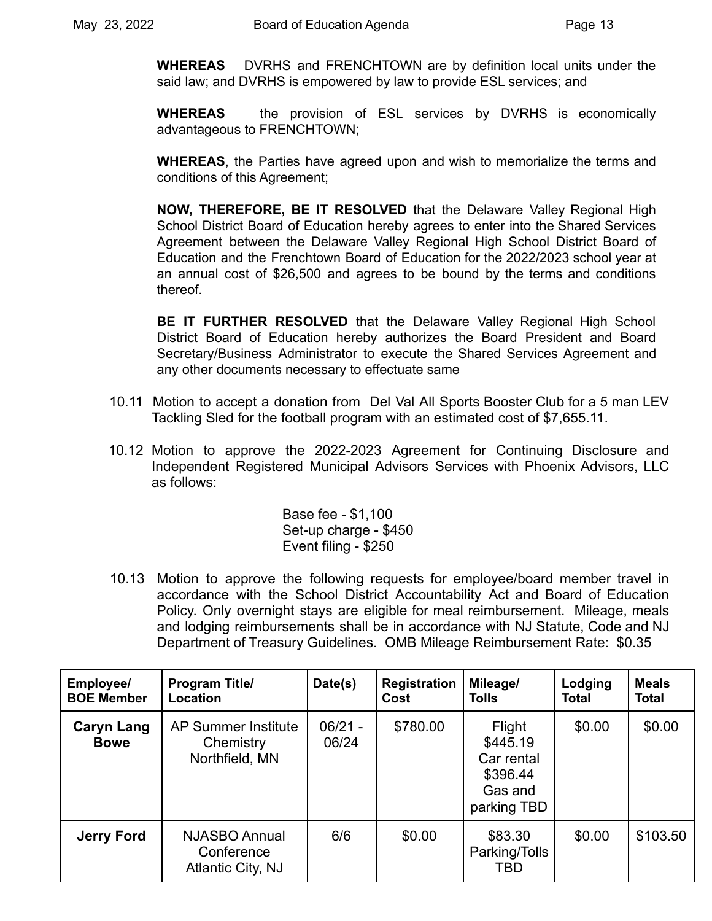**WHEREAS** DVRHS and FRENCHTOWN are by definition local units under the said law; and DVRHS is empowered by law to provide ESL services; and

**WHEREAS** the provision of ESL services by DVRHS is economically advantageous to FRENCHTOWN;

**WHEREAS**, the Parties have agreed upon and wish to memorialize the terms and conditions of this Agreement;

**NOW, THEREFORE, BE IT RESOLVED** that the Delaware Valley Regional High School District Board of Education hereby agrees to enter into the Shared Services Agreement between the Delaware Valley Regional High School District Board of Education and the Frenchtown Board of Education for the 2022/2023 school year at an annual cost of $26,500 and agrees to be bound by the terms and conditions thereof.

**BE IT FURTHER RESOLVED** that the Delaware Valley Regional High School District Board of Education hereby authorizes the Board President and Board Secretary/Business Administrator to execute the Shared Services Agreement and any other documents necessary to effectuate same

10.11 Motion to accept a donation from Del Val All Sports Booster Club for a 5 man LEV Tackling Sled for the football program with an estimated cost of $7,655.11.

10.12 Motion to approve the 2022-2023 Agreement for Continuing Disclosure and Independent Registered Municipal Advisors Services with Phoenix Advisors, LLC as follows:

Base fee - $1,100
Set-up charge - $450
Event filing - $250

10.13 Motion to approve the following requests for employee/board member travel in accordance with the School District Accountability Act and Board of Education Policy. Only overnight stays are eligible for meal reimbursement. Mileage, meals and lodging reimbursements shall be in accordance with NJ Statute, Code and NJ Department of Treasury Guidelines. OMB Mileage Reimbursement Rate: $0.35

| Employee/ BOE Member | Program Title/ Location | Date(s) | Registration Cost | Mileage/ Tolls | Lodging Total | Meals Total |
|---|---|---|---|---|---|---|
| **Caryn Lang Bowe** | AP Summer Institute Chemistry Northfield, MN | 06/21 - 06/24 | $780.00 | Flight $445.19 Car rental $396.44 Gas and parking TBD | $0.00 | $0.00 |
| **Jerry Ford** | NJASBO Annual Conference Atlantic City, NJ | 6/6 | $0.00 | $83.30 Parking/Tolls TBD | $0.00 | $103.50 |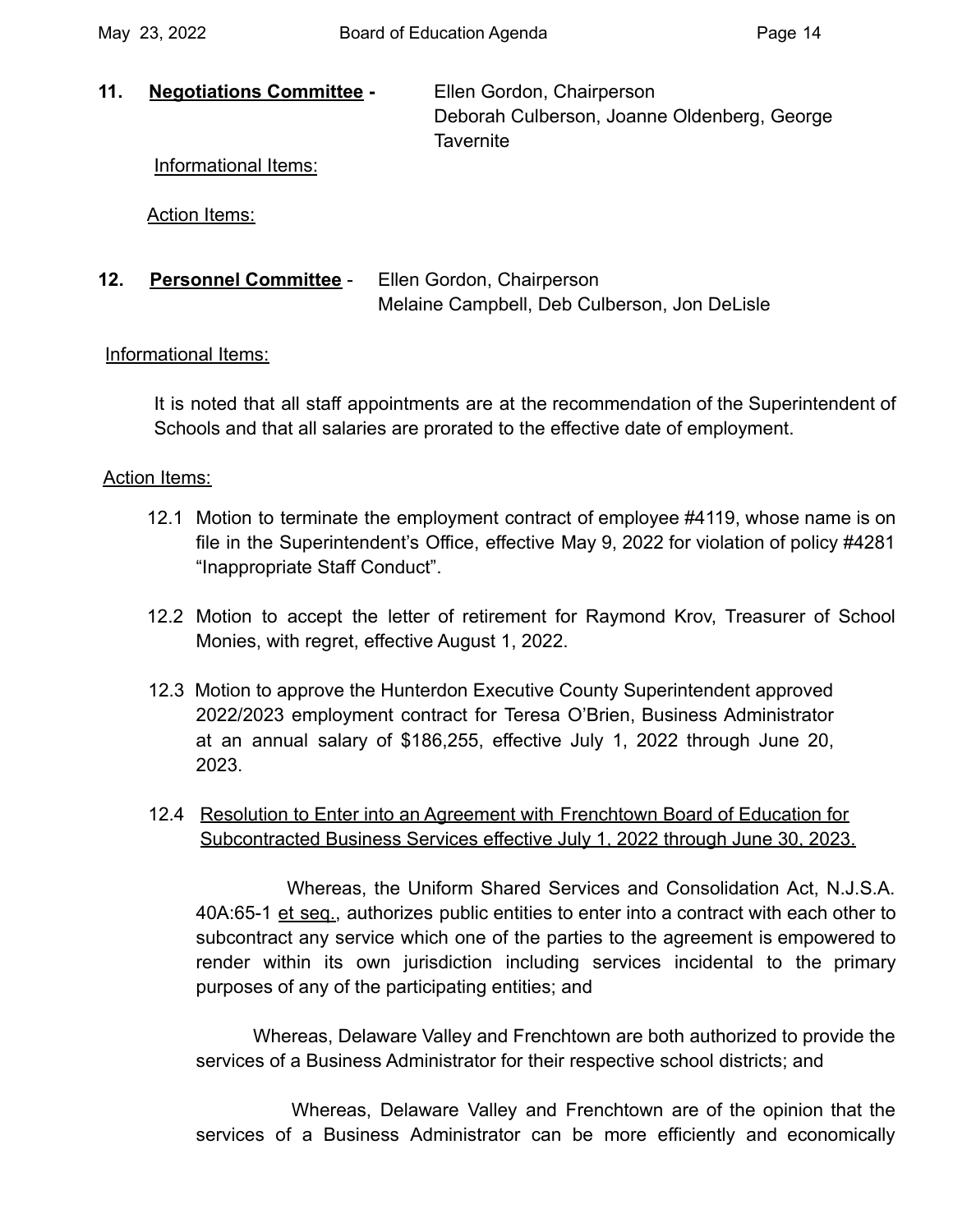**11. <u>Negotiations Committee</u> -** Ellen Gordon, Chairperson
Deborah Culberson, Joanne Oldenberg, George Tavernite

<u>Informational Items:</u>

<u>Action Items:</u>

**12. <u>Personnel Committee</u>** - Ellen Gordon, Chairperson
Melaine Campbell, Deb Culberson, Jon DeLisle

<u>Informational Items:</u>

It is noted that all staff appointments are at the recommendation of the Superintendent of Schools and that all salaries are prorated to the effective date of employment.

<u>Action Items:</u>

12.1 Motion to terminate the employment contract of employee #4119, whose name is on file in the Superintendent's Office, effective May 9, 2022 for violation of policy #4281 "Inappropriate Staff Conduct".

12.2 Motion to accept the letter of retirement for Raymond Krov, Treasurer of School Monies, with regret, effective August 1, 2022.

12.3 Motion to approve the Hunterdon Executive County Superintendent approved 2022/2023 employment contract for Teresa O'Brien, Business Administrator at an annual salary of $186,255, effective July 1, 2022 through June 20, 2023.

12.4 <u>Resolution to Enter into an Agreement with Frenchtown Board of Education for Subcontracted Business Services effective July 1, 2022 through June 30, 2023.</u>

Whereas, the Uniform Shared Services and Consolidation Act, N.J.S.A. 40A:65-1 <u>et seq.</u>, authorizes public entities to enter into a contract with each other to subcontract any service which one of the parties to the agreement is empowered to render within its own jurisdiction including services incidental to the primary purposes of any of the participating entities; and

Whereas, Delaware Valley and Frenchtown are both authorized to provide the services of a Business Administrator for their respective school districts; and

Whereas, Delaware Valley and Frenchtown are of the opinion that the services of a Business Administrator can be more efficiently and economically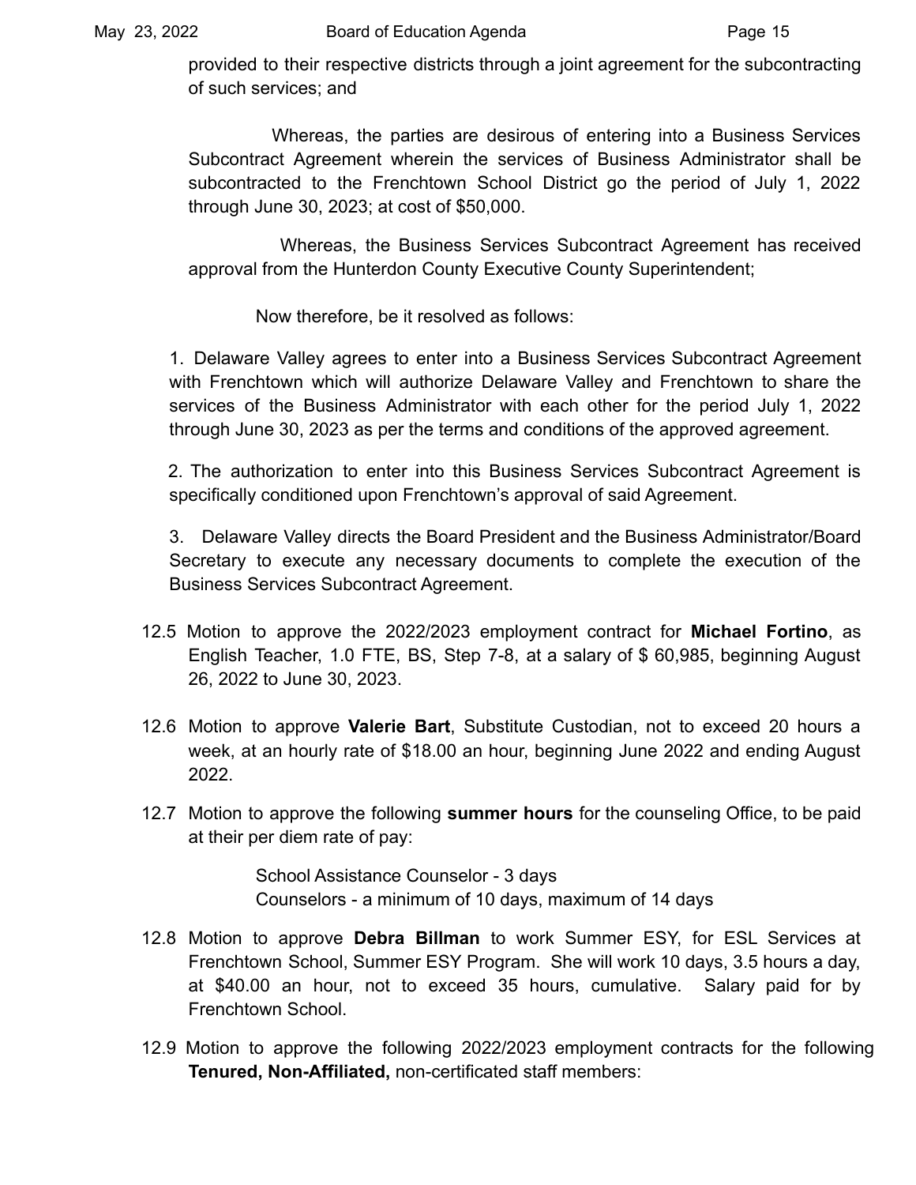provided to their respective districts through a joint agreement for the subcontracting of such services; and

Whereas, the parties are desirous of entering into a Business Services Subcontract Agreement wherein the services of Business Administrator shall be subcontracted to the Frenchtown School District go the period of July 1, 2022 through June 30, 2023; at cost of $50,000.

Whereas, the Business Services Subcontract Agreement has received approval from the Hunterdon County Executive County Superintendent;

Now therefore, be it resolved as follows:

1. Delaware Valley agrees to enter into a Business Services Subcontract Agreement with Frenchtown which will authorize Delaware Valley and Frenchtown to share the services of the Business Administrator with each other for the period July 1, 2022 through June 30, 2023 as per the terms and conditions of the approved agreement.

2. The authorization to enter into this Business Services Subcontract Agreement is specifically conditioned upon Frenchtown's approval of said Agreement.

3. Delaware Valley directs the Board President and the Business Administrator/Board Secretary to execute any necessary documents to complete the execution of the Business Services Subcontract Agreement.

12.5 Motion to approve the 2022/2023 employment contract for **Michael Fortino**, as English Teacher, 1.0 FTE, BS, Step 7-8, at a salary of $ 60,985, beginning August 26, 2022 to June 30, 2023.

12.6 Motion to approve **Valerie Bart**, Substitute Custodian, not to exceed 20 hours a week, at an hourly rate of $18.00 an hour, beginning June 2022 and ending August 2022.

12.7 Motion to approve the following **summer hours** for the counseling Office, to be paid at their per diem rate of pay:

School Assistance Counselor - 3 days
Counselors - a minimum of 10 days, maximum of 14 days

12.8 Motion to approve **Debra Billman** to work Summer ESY, for ESL Services at Frenchtown School, Summer ESY Program. She will work 10 days, 3.5 hours a day, at $40.00 an hour, not to exceed 35 hours, cumulative. Salary paid for by Frenchtown School.

12.9 Motion to approve the following 2022/2023 employment contracts for the following **Tenured, Non-Affiliated,** non-certificated staff members: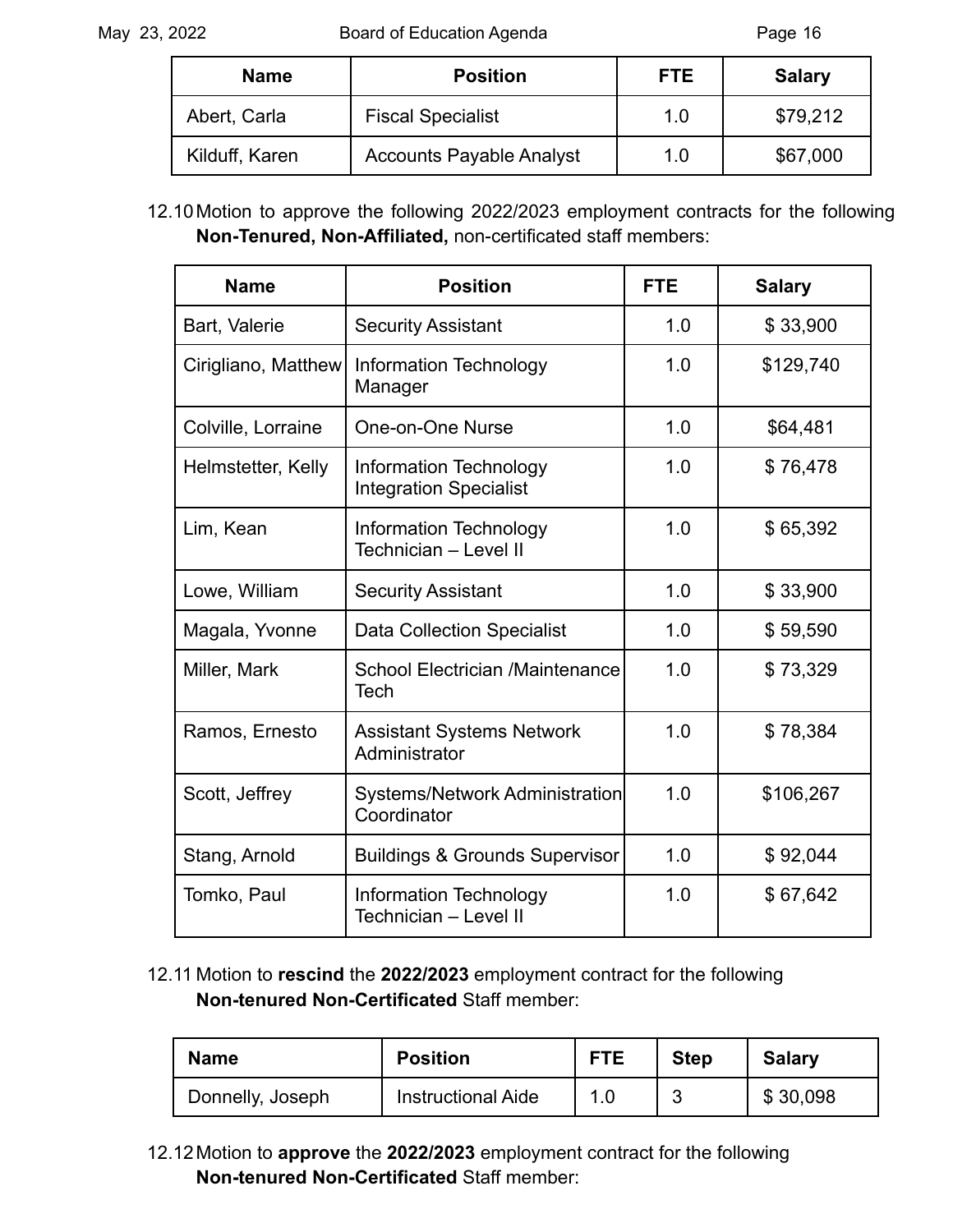| Name | Position | FTE | Salary |
|---|---|---|---|
| Abert, Carla | Fiscal Specialist | 1.0 | $79,212 |
| Kilduff, Karen | Accounts Payable Analyst | 1.0 | $67,000 |

12.10 Motion to approve the following 2022/2023 employment contracts for the following **Non-Tenured, Non-Affiliated,** non-certificated staff members:

| Name | Position | FTE | Salary |
|---|---|---|---|
| Bart, Valerie | Security Assistant | 1.0 | $ 33,900 |
| Cirigliano, Matthew | Information Technology Manager | 1.0 | $129,740 |
| Colville, Lorraine | One-on-One Nurse | 1.0 | $64,481 |
| Helmstetter, Kelly | Information Technology Integration Specialist | 1.0 | $ 76,478 |
| Lim, Kean | Information Technology Technician – Level II | 1.0 | $ 65,392 |
| Lowe, William | Security Assistant | 1.0 | $ 33,900 |
| Magala, Yvonne | Data Collection Specialist | 1.0 | $ 59,590 |
| Miller, Mark | School Electrician /Maintenance Tech | 1.0 | $ 73,329 |
| Ramos, Ernesto | Assistant Systems Network Administrator | 1.0 | $ 78,384 |
| Scott, Jeffrey | Systems/Network Administration Coordinator | 1.0 | $106,267 |
| Stang, Arnold | Buildings & Grounds Supervisor | 1.0 | $ 92,044 |
| Tomko, Paul | Information Technology Technician – Level II | 1.0 | $ 67,642 |

12.11 Motion to **rescind** the **2022/2023** employment contract for the following **Non-tenured Non-Certificated** Staff member:

| Name | Position | FTE | Step | Salary |
|---|---|---|---|---|
| Donnelly, Joseph | Instructional Aide | 1.0 | 3 | $ 30,098 |

12.12 Motion to **approve** the **2022/2023** employment contract for the following **Non-tenured Non-Certificated** Staff member: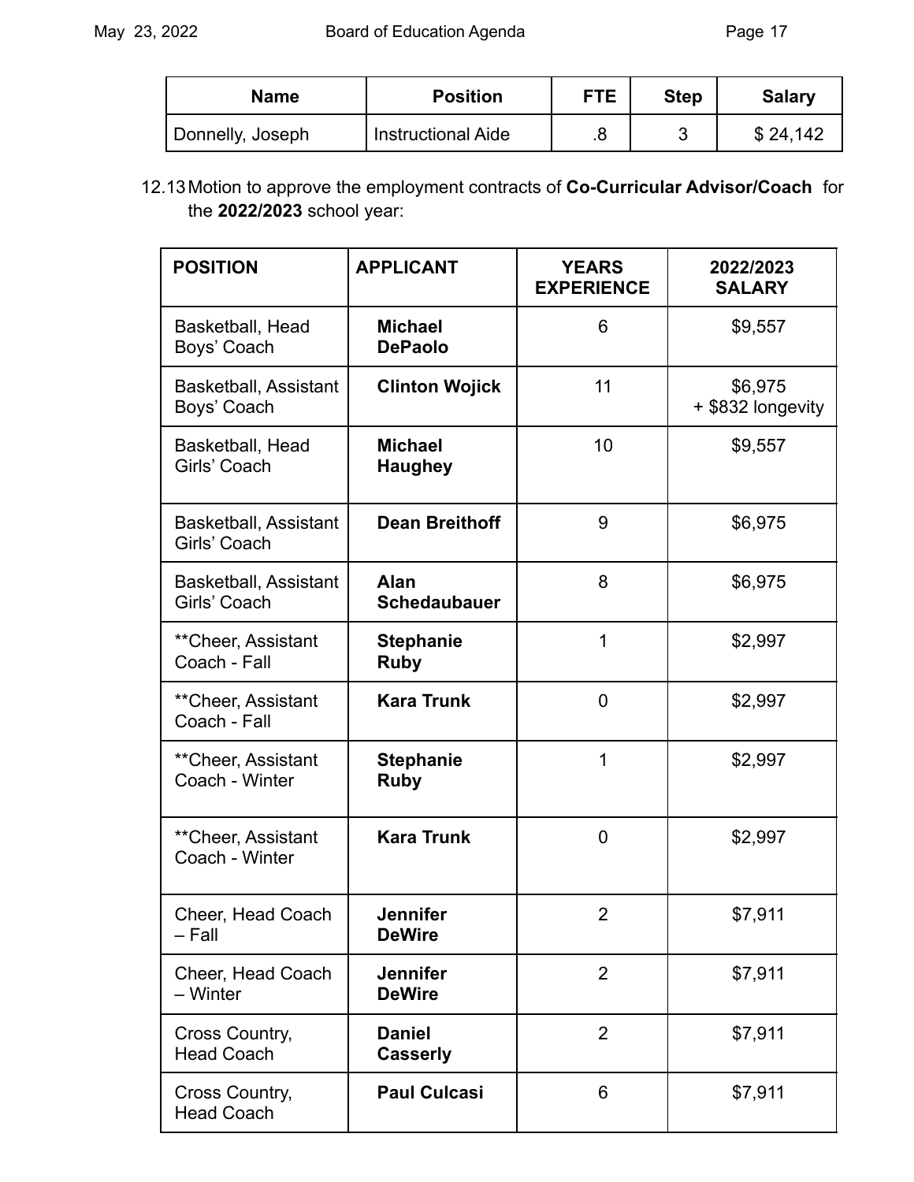| Name | Position | FTE | Step | Salary |
|---|---|---|---|---|
| Donnelly, Joseph | Instructional Aide | .8 | 3 | $ 24,142 |

12.13 Motion to approve the employment contracts of **Co-Curricular Advisor/Coach** for the **2022/2023** school year:

| POSITION | APPLICANT | YEARS EXPERIENCE | 2022/2023 SALARY |
|---|---|---|---|
| Basketball, Head Boys' Coach | **Michael DePaolo** | 6 | $9,557 |
| Basketball, Assistant Boys' Coach | **Clinton Wojick** | 11 | $6,975 + $832 longevity |
| Basketball, Head Girls' Coach | **Michael Haughey** | 10 | $9,557 |
| Basketball, Assistant Girls' Coach | **Dean Breithoff** | 9 | $6,975 |
| Basketball, Assistant Girls' Coach | **Alan Schedaubauer** | 8 | $6,975 |
| **Cheer, Assistant Coach - Fall | **Stephanie Ruby** | 1 | $2,997 |
| **Cheer, Assistant Coach - Fall | **Kara Trunk** | 0 | $2,997 |
| **Cheer, Assistant Coach - Winter | **Stephanie Ruby** | 1 | $2,997 |
| **Cheer, Assistant Coach - Winter | **Kara Trunk** | 0 | $2,997 |
| Cheer, Head Coach – Fall | **Jennifer DeWire** | 2 | $7,911 |
| Cheer, Head Coach – Winter | **Jennifer DeWire** | 2 | $7,911 |
| Cross Country, Head Coach | **Daniel Casserly** | 2 | $7,911 |
| Cross Country, Head Coach | **Paul Culcasi** | 6 | $7,911 |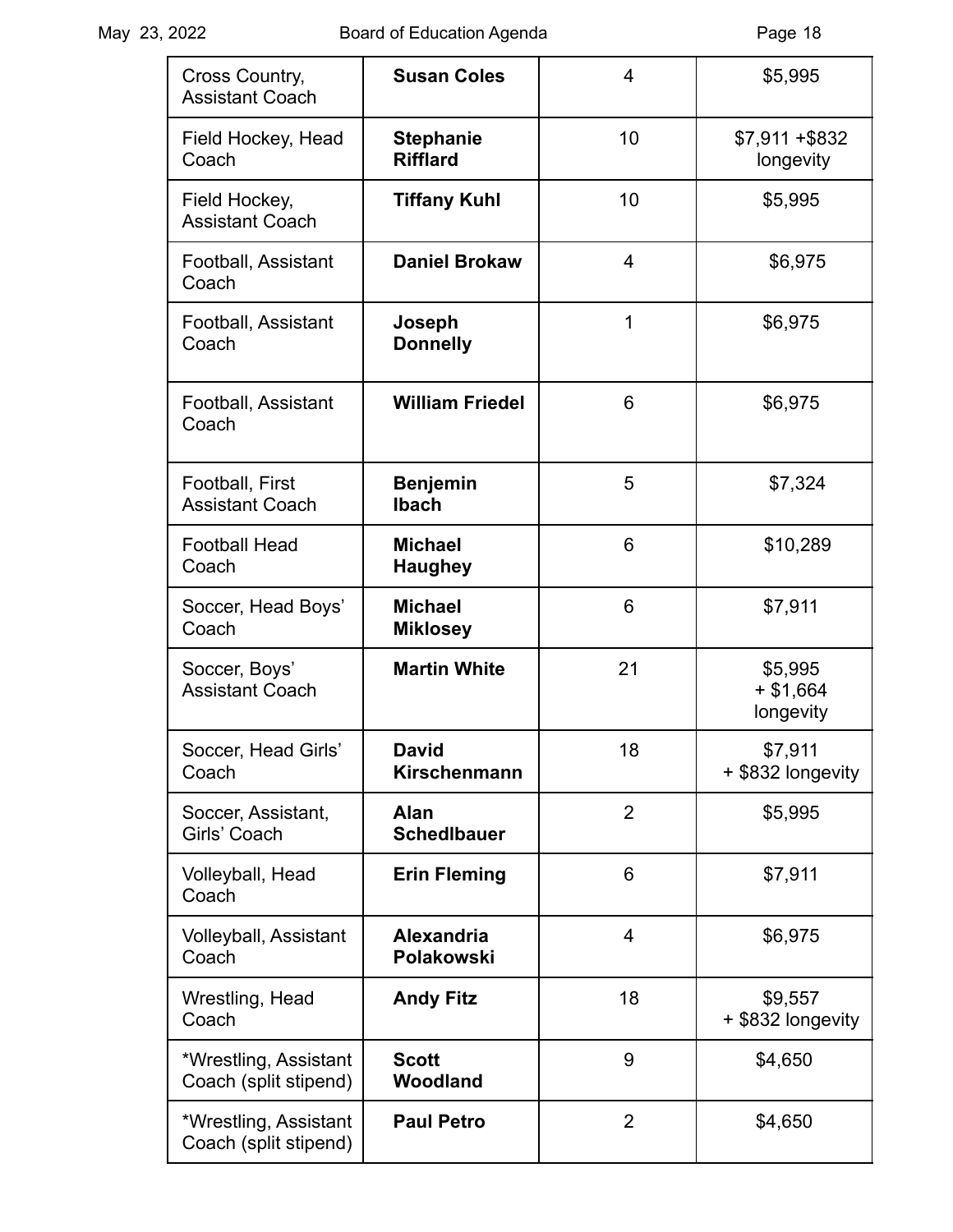| Cross Country, Assistant Coach | **Susan Coles** | 4 | $5,995 |
|---|---|---|---|
| Field Hockey, Head Coach | **Stephanie Rifflard** | 10 | $7,911 +$832 longevity |
| Field Hockey, Assistant Coach | **Tiffany Kuhl** | 10 | $5,995 |
| Football, Assistant Coach | **Daniel Brokaw** | 4 | $6,975 |
| Football, Assistant Coach | **Joseph Donnelly** | 1 | $6,975 |
| Football, Assistant Coach | **William Friedel** | 6 | $6,975 |
| Football, First Assistant Coach | **Benjemin Ibach** | 5 | $7,324 |
| Football Head Coach | **Michael Haughey** | 6 | $10,289 |
| Soccer, Head Boys' Coach | **Michael Miklosey** | 6 | $7,911 |
| Soccer, Boys' Assistant Coach | **Martin White** | 21 | $5,995 + $1,664 longevity |
| Soccer, Head Girls' Coach | **David Kirschenmann** | 18 | $7,911 + $832 longevity |
| Soccer, Assistant, Girls' Coach | **Alan Schedlbauer** | 2 | $5,995 |
| Volleyball, Head Coach | **Erin Fleming** | 6 | $7,911 |
| Volleyball, Assistant Coach | **Alexandria Polakowski** | 4 | $6,975 |
| Wrestling, Head Coach | **Andy Fitz** | 18 | $9,557 + $832 longevity |
| *Wrestling, Assistant Coach (split stipend) | **Scott Woodland** | 9 | $4,650 |
| *Wrestling, Assistant Coach (split stipend) | **Paul Petro** | 2 | $4,650 |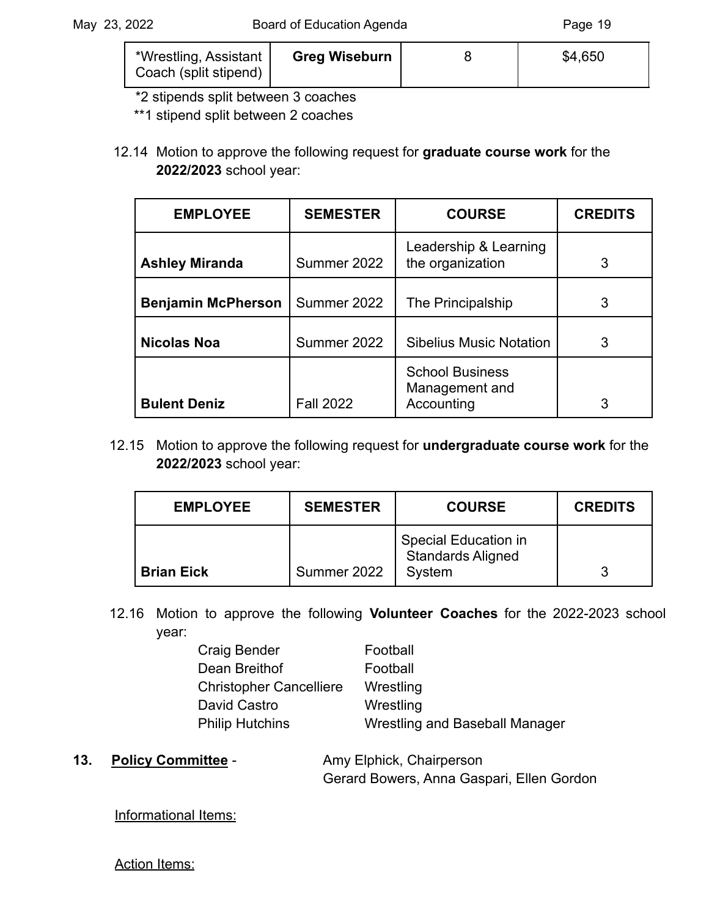| *Wrestling, Assistant Coach (split stipend) | **Greg Wiseburn** | 8 | $4,650 |
|---|---|---|---|

*2 stipends split between 3 coaches
**1 stipend split between 2 coaches

12.14 Motion to approve the following request for **graduate course work** for the **2022/2023** school year:

| EMPLOYEE | SEMESTER | COURSE | CREDITS |
|---|---|---|---|
| **Ashley Miranda** | Summer 2022 | Leadership & Learning the organization | 3 |
| **Benjamin McPherson** | Summer 2022 | The Principalship | 3 |
| **Nicolas Noa** | Summer 2022 | Sibelius Music Notation | 3 |
| **Bulent Deniz** | Fall 2022 | School Business Management and Accounting | 3 |

12.15 Motion to approve the following request for **undergraduate course work** for the **2022/2023** school year:

| EMPLOYEE | SEMESTER | COURSE | CREDITS |
|---|---|---|---|
| **Brian Eick** | Summer 2022 | Special Education in Standards Aligned System | 3 |

12.16 Motion to approve the following **Volunteer Coaches** for the 2022-2023 school year:

| | |
|---|---|
| Craig Bender | Football |
| Dean Breithof | Football |
| Christopher Cancelliere | Wrestling |
| David Castro | Wrestling |
| Philip Hutchins | Wrestling and Baseball Manager |

**13. Policy Committee** - Amy Elphick, Chairperson
Gerard Bowers, Anna Gaspari, Ellen Gordon

Informational Items:

Action Items: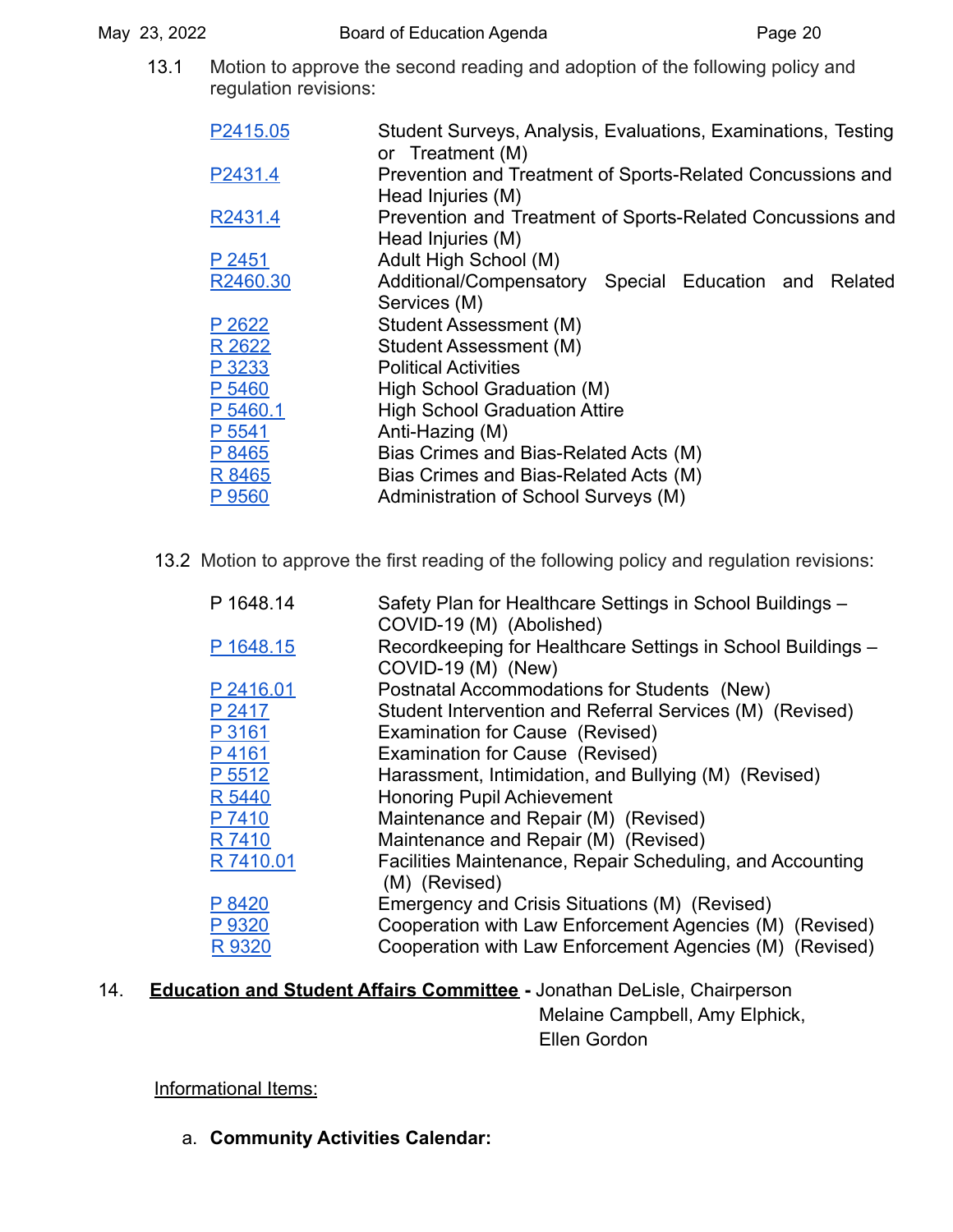13.1 Motion to approve the second reading and adoption of the following policy and regulation revisions:

| | |
|---|---|
| P2415.05 | Student Surveys, Analysis, Evaluations, Examinations, Testing or Treatment (M) |
| P2431.4 | Prevention and Treatment of Sports-Related Concussions and Head Injuries (M) |
| R2431.4 | Prevention and Treatment of Sports-Related Concussions and Head Injuries (M) |
| P 2451 | Adult High School (M) |
| R2460.30 | Additional/Compensatory Special Education and Related Services (M) |
| P 2622 | Student Assessment (M) |
| R 2622 | Student Assessment (M) |
| P 3233 | Political Activities |
| P 5460 | High School Graduation (M) |
| P 5460.1 | High School Graduation Attire |
| P 5541 | Anti-Hazing (M) |
| P 8465 | Bias Crimes and Bias-Related Acts (M) |
| R 8465 | Bias Crimes and Bias-Related Acts (M) |
| P 9560 | Administration of School Surveys (M) |

13.2 Motion to approve the first reading of the following policy and regulation revisions:

| | |
|---|---|
| P 1648.14 | Safety Plan for Healthcare Settings in School Buildings – COVID-19 (M) (Abolished) |
| P 1648.15 | Recordkeeping for Healthcare Settings in School Buildings – COVID-19 (M) (New) |
| P 2416.01 | Postnatal Accommodations for Students (New) |
| P 2417 | Student Intervention and Referral Services (M) (Revised) |
| P 3161 | Examination for Cause (Revised) |
| P 4161 | Examination for Cause (Revised) |
| P 5512 | Harassment, Intimidation, and Bullying (M) (Revised) |
| R 5440 | Honoring Pupil Achievement |
| P 7410 | Maintenance and Repair (M) (Revised) |
| R 7410 | Maintenance and Repair (M) (Revised) |
| R 7410.01 | Facilities Maintenance, Repair Scheduling, and Accounting (M) (Revised) |
| P 8420 | Emergency and Crisis Situations (M) (Revised) |
| P 9320 | Cooperation with Law Enforcement Agencies (M) (Revised) |
| R 9320 | Cooperation with Law Enforcement Agencies (M) (Revised) |

14. **Education and Student Affairs Committee** - Jonathan DeLisle, Chairperson
Melaine Campbell, Amy Elphick,
Ellen Gordon

Informational Items:

a. **Community Activities Calendar:**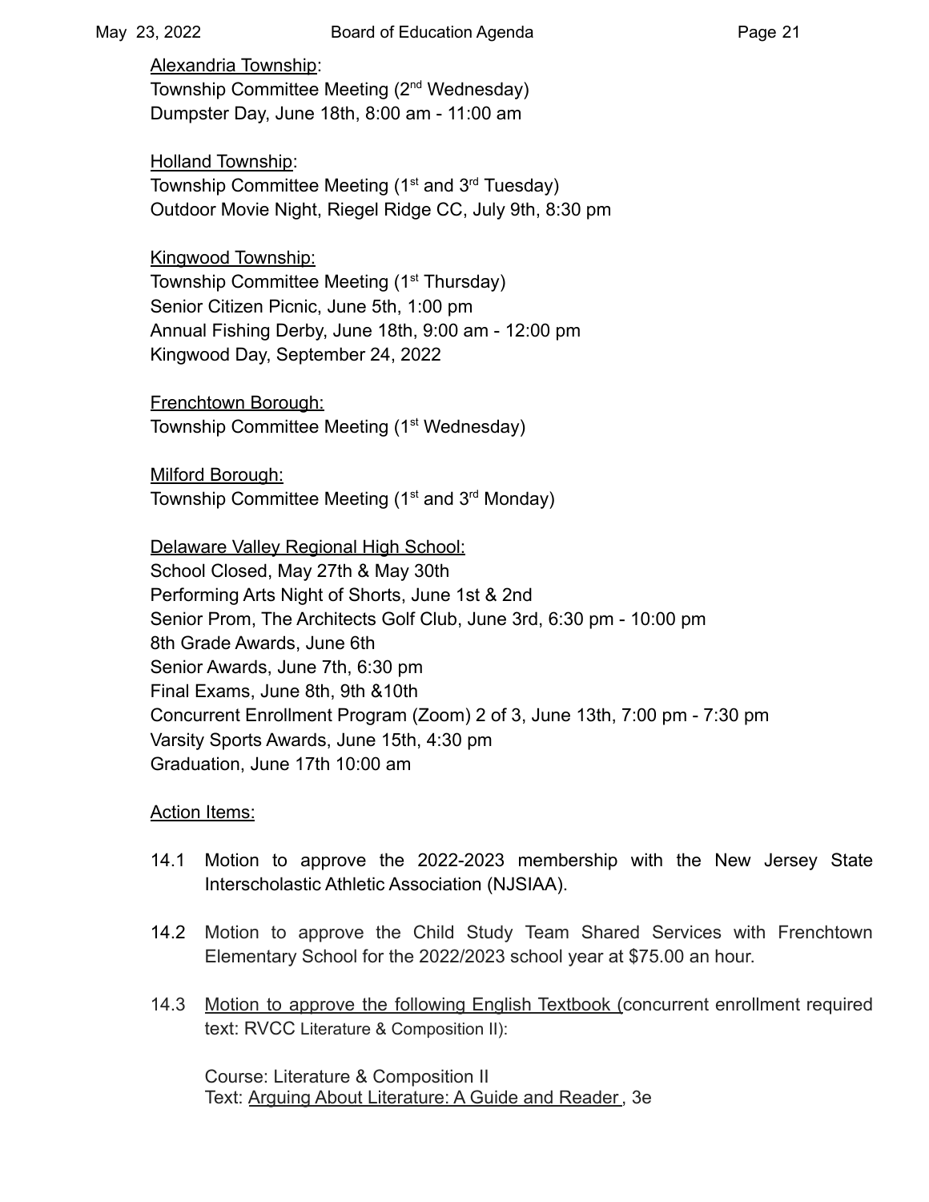Alexandria Township:
Township Committee Meeting (2nd Wednesday)
Dumpster Day, June 18th, 8:00 am - 11:00 am

Holland Township:
Township Committee Meeting (1st and 3rd Tuesday)
Outdoor Movie Night, Riegel Ridge CC, July 9th, 8:30 pm

Kingwood Township:
Township Committee Meeting (1st Thursday)
Senior Citizen Picnic, June 5th, 1:00 pm
Annual Fishing Derby, June 18th, 9:00 am - 12:00 pm
Kingwood Day, September 24, 2022

Frenchtown Borough:
Township Committee Meeting (1st Wednesday)

Milford Borough:
Township Committee Meeting (1st and 3rd Monday)

Delaware Valley Regional High School:
School Closed, May 27th & May 30th
Performing Arts Night of Shorts, June 1st & 2nd
Senior Prom, The Architects Golf Club, June 3rd, 6:30 pm - 10:00 pm
8th Grade Awards, June 6th
Senior Awards, June 7th, 6:30 pm
Final Exams, June 8th, 9th &10th
Concurrent Enrollment Program (Zoom) 2 of 3, June 13th, 7:00 pm - 7:30 pm
Varsity Sports Awards, June 15th, 4:30 pm
Graduation, June 17th 10:00 am

Action Items:

14.1 Motion to approve the 2022-2023 membership with the New Jersey State Interscholastic Athletic Association (NJSIAA).

14.2 Motion to approve the Child Study Team Shared Services with Frenchtown Elementary School for the 2022/2023 school year at $75.00 an hour.

14.3 Motion to approve the following English Textbook (concurrent enrollment required text: RVCC Literature & Composition II):

Course: Literature & Composition II
Text: Arguing About Literature: A Guide and Reader, 3e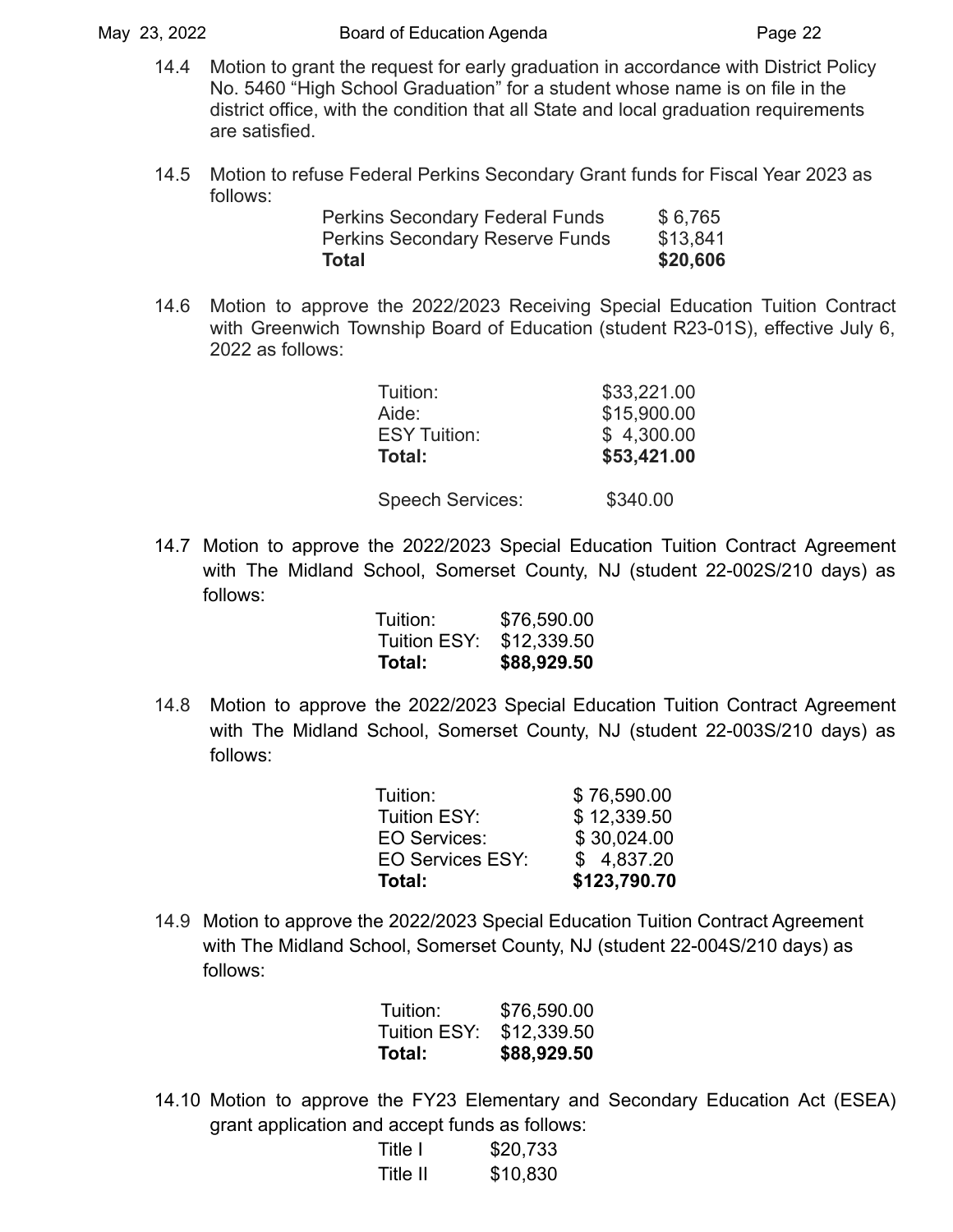14.4 Motion to grant the request for early graduation in accordance with District Policy No. 5460 "High School Graduation" for a student whose name is on file in the district office, with the condition that all State and local graduation requirements are satisfied.

14.5 Motion to refuse Federal Perkins Secondary Grant funds for Fiscal Year 2023 as follows:

| | |
|---|---|
| Perkins Secondary Federal Funds | $ 6,765 |
| Perkins Secondary Reserve Funds | $13,841 |
| **Total** | **$20,606** |

14.6 Motion to approve the 2022/2023 Receiving Special Education Tuition Contract with Greenwich Township Board of Education (student R23-01S), effective July 6, 2022 as follows:

| | |
|---|---|
| Tuition: | $33,221.00 |
| Aide: | $15,900.00 |
| ESY Tuition: | $ 4,300.00 |
| **Total:** | **$53,421.00** |
| | |
| Speech Services: | $340.00 |

14.7 Motion to approve the 2022/2023 Special Education Tuition Contract Agreement with The Midland School, Somerset County, NJ (student 22-002S/210 days) as follows:

| | |
|---|---|
| Tuition: | $76,590.00 |
| Tuition ESY: | $12,339.50 |
| **Total:** | **$88,929.50** |

14.8 Motion to approve the 2022/2023 Special Education Tuition Contract Agreement with The Midland School, Somerset County, NJ (student 22-003S/210 days) as follows:

| | |
|---|---|
| Tuition: | $ 76,590.00 |
| Tuition ESY: | $ 12,339.50 |
| EO Services: | $ 30,024.00 |
| EO Services ESY: | $ 4,837.20 |
| **Total:** | **$123,790.70** |

14.9 Motion to approve the 2022/2023 Special Education Tuition Contract Agreement with The Midland School, Somerset County, NJ (student 22-004S/210 days) as follows:

| | |
|---|---|
| Tuition: | $76,590.00 |
| Tuition ESY: | $12,339.50 |
| **Total:** | **$88,929.50** |

14.10 Motion to approve the FY23 Elementary and Secondary Education Act (ESEA) grant application and accept funds as follows:

| | |
|---|---|
| Title I | $20,733 |
| Title II | $10,830 |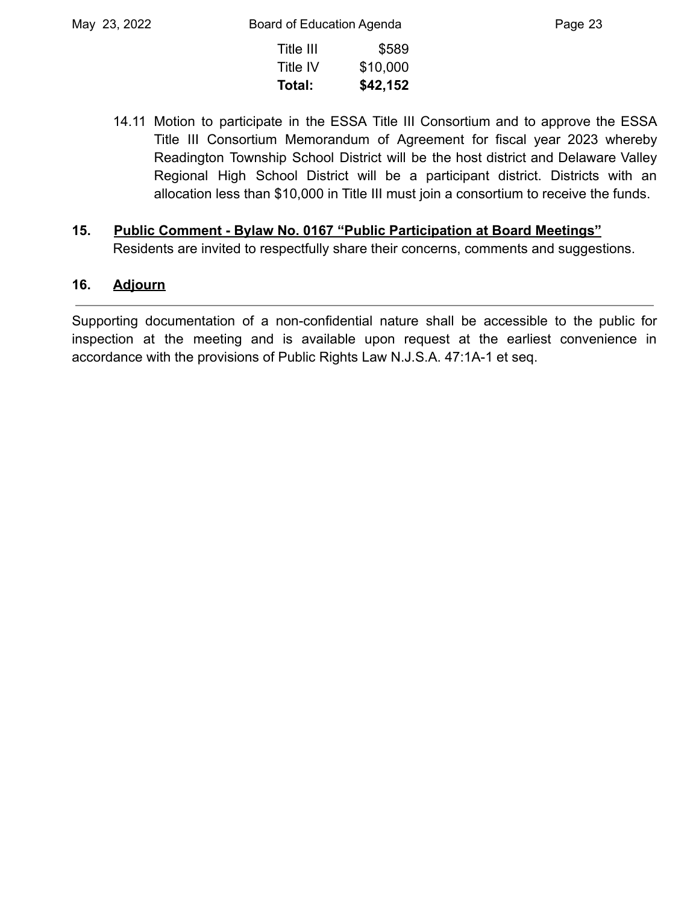| | |
|---|---|
| Title III | $589 |
| Title IV | $10,000 |
| **Total:** | **$42,152** |

14.11 Motion to participate in the ESSA Title III Consortium and to approve the ESSA Title III Consortium Memorandum of Agreement for fiscal year 2023 whereby Readington Township School District will be the host district and Delaware Valley Regional High School District will be a participant district. Districts with an allocation less than $10,000 in Title III must join a consortium to receive the funds.

## 15. Public Comment - Bylaw No. 0167 "Public Participation at Board Meetings"

Residents are invited to respectfully share their concerns, comments and suggestions.

## 16. Adjourn

---

Supporting documentation of a non-confidential nature shall be accessible to the public for inspection at the meeting and is available upon request at the earliest convenience in accordance with the provisions of Public Rights Law N.J.S.A. 47:1A-1 et seq.